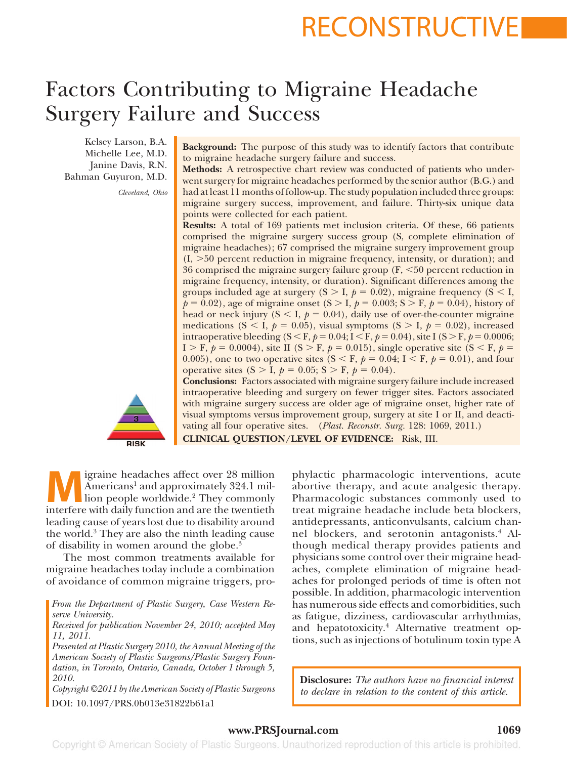RECONSTRUCTIVE

# Factors Contributing to Migraine Headache Surgery Failure and Success

Kelsey Larson, B.A.
Michelle Lee, M.D.
Janine Davis, R.N.
Bahman Guyuron, M.D.

*Cleveland, Ohio*

**Background:** The purpose of this study was to identify factors that contribute to migraine headache surgery failure and success.

**Methods:** A retrospective chart review was conducted of patients who underwent surgery for migraine headaches performed by the senior author (B.G.) and had at least 11 months of follow-up. The study population included three groups: migraine surgery success, improvement, and failure. Thirty-six unique data points were collected for each patient.

**Results:** A total of 169 patients met inclusion criteria. Of these, 66 patients comprised the migraine surgery success group (S, complete elimination of migraine headaches); 67 comprised the migraine surgery improvement group (I, >50 percent reduction in migraine frequency, intensity, or duration); and 36 comprised the migraine surgery failure group (F, <50 percent reduction in migraine frequency, intensity, or duration). Significant differences among the groups included age at surgery (S > I, $p = 0.02$), migraine frequency (S < I, $p = 0.02$), age of migraine onset (S > I, $p = 0.003$; S > F, $p = 0.04$), history of head or neck injury (S < I, $p = 0.04$), daily use of over-the-counter migraine medications (S < I, $p = 0.05$), visual symptoms (S > I, $p = 0.02$), increased intraoperative bleeding (S < F, $p = 0.04$; I < F, $p = 0.04$), site I (S > F, $p = 0.0006$; I > F, $p = 0.0004$), site II (S > F, $p = 0.015$), single operative site (S < F, $p = 0.005$), one to two operative sites (S < F, $p = 0.04$; I < F, $p = 0.01$), and four operative sites (S > I, $p = 0.05$; S > F, $p = 0.04$).

**Conclusions:** Factors associated with migraine surgery failure include increased intraoperative bleeding and surgery on fewer trigger sites. Factors associated with migraine surgery success are older age of migraine onset, higher rate of visual symptoms versus improvement group, surgery at site I or II, and deactivating all four operative sites. (*Plast. Reconstr. Surg.* 128: 1069, 2011.)

**CLINICAL QUESTION/LEVEL OF EVIDENCE:** Risk, III.

Migraine headaches affect over 28 million Americans[1] and approximately 324.1 million people worldwide.[2] They commonly interfere with daily function and are the twentieth leading cause of years lost due to disability around the world.[3] They are also the ninth leading cause of disability in women around the globe.[3]

The most common treatments available for migraine headaches today include a combination of avoidance of common migraine triggers, prophylactic pharmacologic interventions, acute abortive therapy, and acute analgesic therapy. Pharmacologic substances commonly used to treat migraine headache include beta blockers, antidepressants, anticonvulsants, calcium channel blockers, and serotonin antagonists.[4] Although medical therapy provides patients and physicians some control over their migraine headaches, complete elimination of migraine headaches for prolonged periods of time is often not possible. In addition, pharmacologic intervention has numerous side effects and comorbidities, such as fatigue, dizziness, cardiovascular arrhythmias, and hepatotoxicity.[4] Alternative treatment options, such as injections of botulinum toxin type A

*From the Department of Plastic Surgery, Case Western Reserve University.*

*Received for publication November 24, 2010; accepted May 11, 2011.*

*Presented at Plastic Surgery 2010, the Annual Meeting of the American Society of Plastic Surgeons/Plastic Surgery Foundation, in Toronto, Ontario, Canada, October 1 through 5, 2010.*

*Copyright ©2011 by the American Society of Plastic Surgeons*

DOI: 10.1097/PRS.0b013e31822b61a1

**Disclosure:** *The authors have no financial interest to declare in relation to the content of this article.*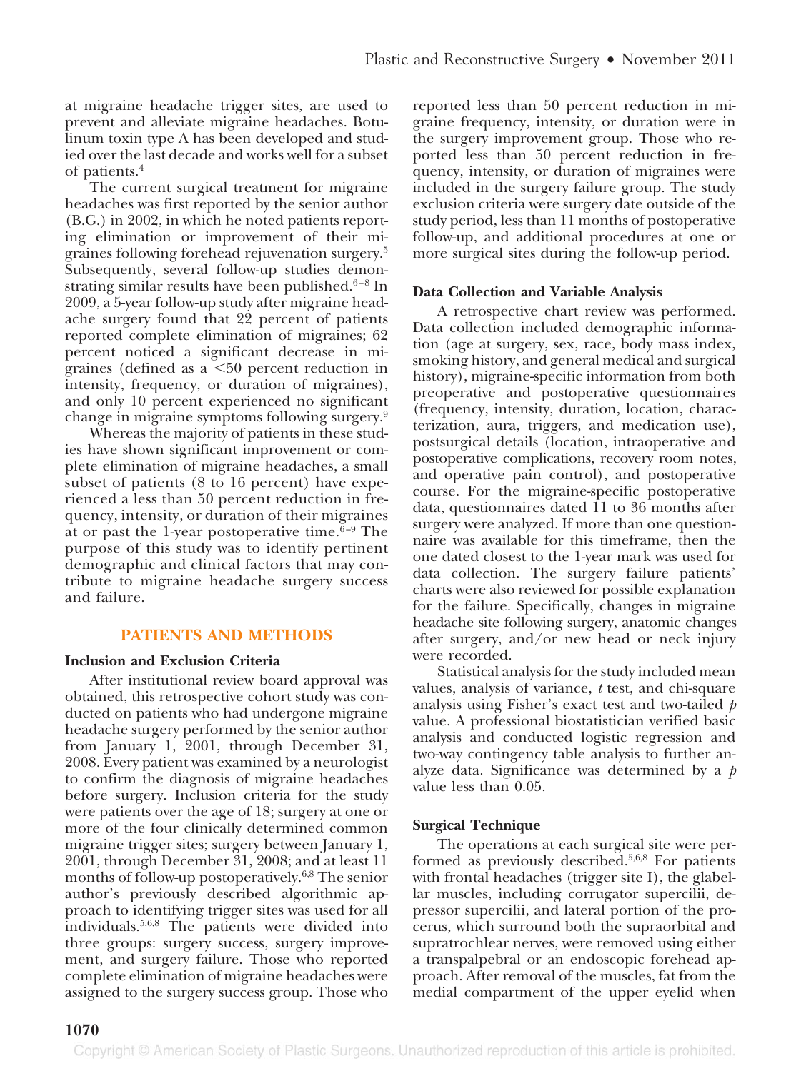at migraine headache trigger sites, are used to prevent and alleviate migraine headaches. Botulinum toxin type A has been developed and studied over the last decade and works well for a subset of patients.[4]

The current surgical treatment for migraine headaches was first reported by the senior author (B.G.) in 2002, in which he noted patients reporting elimination or improvement of their migraines following forehead rejuvenation surgery.[5] Subsequently, several follow-up studies demonstrating similar results have been published.[6–8] In 2009, a 5-year follow-up study after migraine headache surgery found that 22 percent of patients reported complete elimination of migraines; 62 percent noticed a significant decrease in migraines (defined as a <50 percent reduction in intensity, frequency, or duration of migraines), and only 10 percent experienced no significant change in migraine symptoms following surgery.[9]

Whereas the majority of patients in these studies have shown significant improvement or complete elimination of migraine headaches, a small subset of patients (8 to 16 percent) have experienced a less than 50 percent reduction in frequency, intensity, or duration of their migraines at or past the 1-year postoperative time.[6–9] The purpose of this study was to identify pertinent demographic and clinical factors that may contribute to migraine headache surgery success and failure.

## PATIENTS AND METHODS

### Inclusion and Exclusion Criteria

After institutional review board approval was obtained, this retrospective cohort study was conducted on patients who had undergone migraine headache surgery performed by the senior author from January 1, 2001, through December 31, 2008. Every patient was examined by a neurologist to confirm the diagnosis of migraine headaches before surgery. Inclusion criteria for the study were patients over the age of 18; surgery at one or more of the four clinically determined common migraine trigger sites; surgery between January 1, 2001, through December 31, 2008; and at least 11 months of follow-up postoperatively.[6,8] The senior author's previously described algorithmic approach to identifying trigger sites was used for all individuals.[5,6,8] The patients were divided into three groups: surgery success, surgery improvement, and surgery failure. Those who reported complete elimination of migraine headaches were assigned to the surgery success group. Those who reported less than 50 percent reduction in migraine frequency, intensity, or duration were in the surgery improvement group. Those who reported less than 50 percent reduction in frequency, intensity, or duration of migraines were included in the surgery failure group. The study exclusion criteria were surgery date outside of the study period, less than 11 months of postoperative follow-up, and additional procedures at one or more surgical sites during the follow-up period.

### Data Collection and Variable Analysis

A retrospective chart review was performed. Data collection included demographic information (age at surgery, sex, race, body mass index, smoking history, and general medical and surgical history), migraine-specific information from both preoperative and postoperative questionnaires (frequency, intensity, duration, location, characterization, aura, triggers, and medication use), postsurgical details (location, intraoperative and postoperative complications, recovery room notes, and operative pain control), and postoperative course. For the migraine-specific postoperative data, questionnaires dated 11 to 36 months after surgery were analyzed. If more than one questionnaire was available for this timeframe, then the one dated closest to the 1-year mark was used for data collection. The surgery failure patients' charts were also reviewed for possible explanation for the failure. Specifically, changes in migraine headache site following surgery, anatomic changes after surgery, and/or new head or neck injury were recorded.

Statistical analysis for the study included mean values, analysis of variance, *t* test, and chi-square analysis using Fisher's exact test and two-tailed *p* value. A professional biostatistician verified basic analysis and conducted logistic regression and two-way contingency table analysis to further analyze data. Significance was determined by a *p* value less than 0.05.

### Surgical Technique

The operations at each surgical site were performed as previously described.[5,6,8] For patients with frontal headaches (trigger site I), the glabellar muscles, including corrugator supercilii, depressor supercilii, and lateral portion of the procerus, which surround both the supraorbital and supratrochlear nerves, were removed using either a transpalpebral or an endoscopic forehead approach. After removal of the muscles, fat from the medial compartment of the upper eyelid when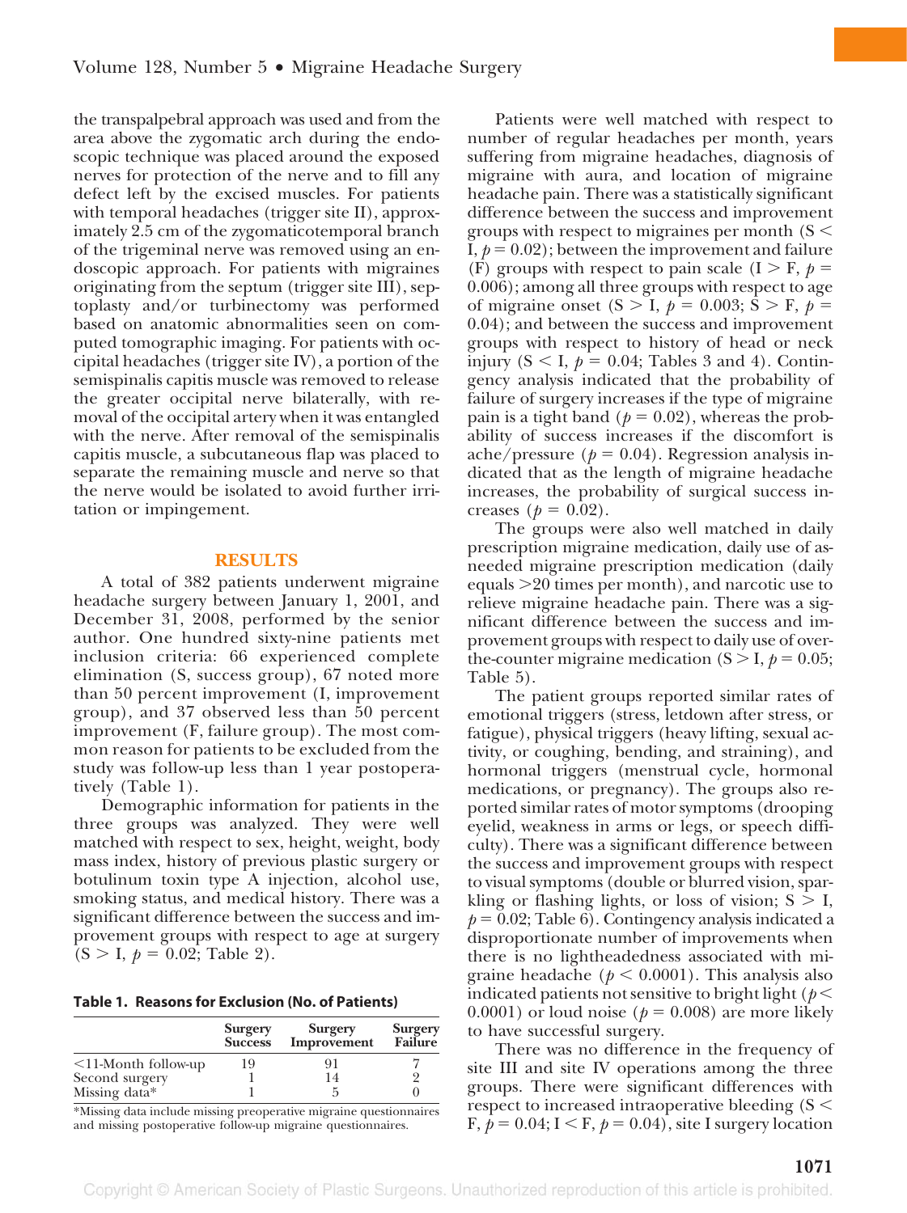the transpalpebral approach was used and from the area above the zygomatic arch during the endoscopic technique was placed around the exposed nerves for protection of the nerve and to fill any defect left by the excised muscles. For patients with temporal headaches (trigger site II), approximately 2.5 cm of the zygomaticotemporal branch of the trigeminal nerve was removed using an endoscopic approach. For patients with migraines originating from the septum (trigger site III), septoplasty and/or turbinectomy was performed based on anatomic abnormalities seen on computed tomographic imaging. For patients with occipital headaches (trigger site IV), a portion of the semispinalis capitis muscle was removed to release the greater occipital nerve bilaterally, with removal of the occipital artery when it was entangled with the nerve. After removal of the semispinalis capitis muscle, a subcutaneous flap was placed to separate the remaining muscle and nerve so that the nerve would be isolated to avoid further irritation or impingement.

## RESULTS

A total of 382 patients underwent migraine headache surgery between January 1, 2001, and December 31, 2008, performed by the senior author. One hundred sixty-nine patients met inclusion criteria: 66 experienced complete elimination (S, success group), 67 noted more than 50 percent improvement (I, improvement group), and 37 observed less than 50 percent improvement (F, failure group). The most common reason for patients to be excluded from the study was follow-up less than 1 year postoperatively (Table 1).

Demographic information for patients in the three groups was analyzed. They were well matched with respect to sex, height, weight, body mass index, history of previous plastic surgery or botulinum toxin type A injection, alcohol use, smoking status, and medical history. There was a significant difference between the success and improvement groups with respect to age at surgery (S > I, $p = 0.02$; Table 2).

**Table 1. Reasons for Exclusion (No. of Patients)**

| | Surgery Success | Surgery Improvement | Surgery Failure |
|---|---|---|---|
| <11-Month follow-up | 19 | 91 | 7 |
| Second surgery | 1 | 14 | 2 |
| Missing data* | 1 | 5 | 0 |

*Missing data include missing preoperative migraine questionnaires and missing postoperative follow-up migraine questionnaires.

Patients were well matched with respect to number of regular headaches per month, years suffering from migraine headaches, diagnosis of migraine with aura, and location of migraine headache pain. There was a statistically significant difference between the success and improvement groups with respect to migraines per month (S < I, $p = 0.02$); between the improvement and failure (F) groups with respect to pain scale (I > F, $p = 0.006$); among all three groups with respect to age of migraine onset (S > I, $p = 0.003$; S > F, $p = 0.04$); and between the success and improvement groups with respect to history of head or neck injury (S < I, $p = 0.04$; Tables 3 and 4). Contingency analysis indicated that the probability of failure of surgery increases if the type of migraine pain is a tight band ($p = 0.02$), whereas the probability of success increases if the discomfort is ache/pressure ($p = 0.04$). Regression analysis indicated that as the length of migraine headache increases, the probability of surgical success increases ($p = 0.02$).

The groups were also well matched in daily prescription migraine medication, daily use of as-needed migraine prescription medication (daily equals >20 times per month), and narcotic use to relieve migraine headache pain. There was a significant difference between the success and improvement groups with respect to daily use of over-the-counter migraine medication (S > I, $p = 0.05$; Table 5).

The patient groups reported similar rates of emotional triggers (stress, letdown after stress, or fatigue), physical triggers (heavy lifting, sexual activity, or coughing, bending, and straining), and hormonal triggers (menstrual cycle, hormonal medications, or pregnancy). The groups also reported similar rates of motor symptoms (drooping eyelid, weakness in arms or legs, or speech difficulty). There was a significant difference between the success and improvement groups with respect to visual symptoms (double or blurred vision, sparkling or flashing lights, or loss of vision; S > I, $p = 0.02$; Table 6). Contingency analysis indicated a disproportionate number of improvements when there is no lightheadedness associated with migraine headache ($p < 0.0001$). This analysis also indicated patients not sensitive to bright light ($p < 0.0001$) or loud noise ($p = 0.008$) are more likely to have successful surgery.

There was no difference in the frequency of site III and site IV operations among the three groups. There were significant differences with respect to increased intraoperative bleeding (S < F, $p = 0.04$; I < F, $p = 0.04$), site I surgery location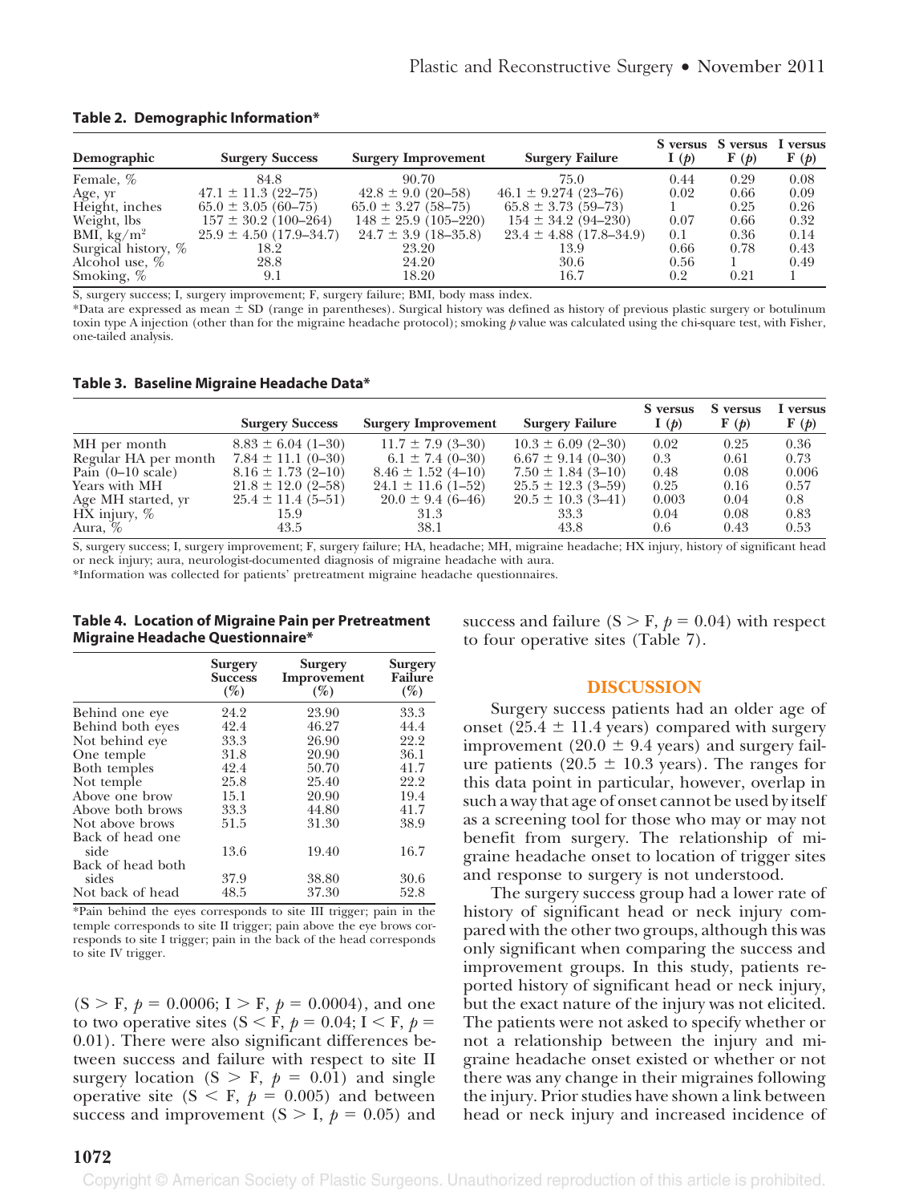**Table 2. Demographic Information***

| Demographic | Surgery Success | Surgery Improvement | Surgery Failure | S versus I ($p$) | S versus F ($p$) | I versus F ($p$) |
|---|---|---|---|---|---|---|
| Female, % | 84.8 | 90.70 | 75.0 | 0.44 | 0.29 | 0.08 |
| Age, yr | 47.1 ± 11.3 (22–75) | 42.8 ± 9.0 (20–58) | 46.1 ± 9.274 (23–76) | 0.02 | 0.66 | 0.09 |
| Height, inches | 65.0 ± 3.05 (60–75) | 65.0 ± 3.27 (58–75) | 65.8 ± 3.73 (59–73) | 1 | 0.25 | 0.26 |
| Weight, lbs | 157 ± 30.2 (100–264) | 148 ± 25.9 (105–220) | 154 ± 34.2 (94–230) | 0.07 | 0.66 | 0.32 |
| BMI, kg/m$^2$ | 25.9 ± 4.50 (17.9–34.7) | 24.7 ± 3.9 (18–35.8) | 23.4 ± 4.88 (17.8–34.9) | 0.1 | 0.36 | 0.14 |
| Surgical history, % | 18.2 | 23.20 | 13.9 | 0.66 | 0.78 | 0.43 |
| Alcohol use, % | 28.8 | 24.20 | 30.6 | 0.56 | 1 | 0.49 |
| Smoking, % | 9.1 | 18.20 | 16.7 | 0.2 | 0.21 | 1 |

S, surgery success; I, surgery improvement; F, surgery failure; BMI, body mass index.
*Data are expressed as mean ± SD (range in parentheses). Surgical history was defined as history of previous plastic surgery or botulinum toxin type A injection (other than for the migraine headache protocol); smoking $p$ value was calculated using the chi-square test, with Fisher, one-tailed analysis.

**Table 3. Baseline Migraine Headache Data***

| | Surgery Success | Surgery Improvement | Surgery Failure | S versus I ($p$) | S versus F ($p$) | I versus F ($p$) |
|---|---|---|---|---|---|---|
| MH per month | 8.83 ± 6.04 (1–30) | 11.7 ± 7.9 (3–30) | 10.3 ± 6.09 (2–30) | 0.02 | 0.25 | 0.36 |
| Regular HA per month | 7.84 ± 11.1 (0–30) | 6.1 ± 7.4 (0–30) | 6.67 ± 9.14 (0–30) | 0.3 | 0.61 | 0.73 |
| Pain (0–10 scale) | 8.16 ± 1.73 (2–10) | 8.46 ± 1.52 (4–10) | 7.50 ± 1.84 (3–10) | 0.48 | 0.08 | 0.006 |
| Years with MH | 21.8 ± 12.0 (2–58) | 24.1 ± 11.6 (1–52) | 25.5 ± 12.3 (3–59) | 0.25 | 0.16 | 0.57 |
| Age MH started, yr | 25.4 ± 11.4 (5–51) | 20.0 ± 9.4 (6–46) | 20.5 ± 10.3 (3–41) | 0.003 | 0.04 | 0.8 |
| HX injury, % | 15.9 | 31.3 | 33.3 | 0.04 | 0.08 | 0.83 |
| Aura, % | 43.5 | 38.1 | 43.8 | 0.6 | 0.43 | 0.53 |

S, surgery success; I, surgery improvement; F, surgery failure; HA, headache; MH, migraine headache; HX injury, history of significant head or neck injury; aura, neurologist-documented diagnosis of migraine headache with aura.
*Information was collected for patients' pretreatment migraine headache questionnaires.

**Table 4. Location of Migraine Pain per Pretreatment Migraine Headache Questionnaire***

| | Surgery Success (%) | Surgery Improvement (%) | Surgery Failure (%) |
|---|---|---|---|
| Behind one eye | 24.2 | 23.90 | 33.3 |
| Behind both eyes | 42.4 | 46.27 | 44.4 |
| Not behind eye | 33.3 | 26.90 | 22.2 |
| One temple | 31.8 | 20.90 | 36.1 |
| Both temples | 42.4 | 50.70 | 41.7 |
| Not temple | 25.8 | 25.40 | 22.2 |
| Above one brow | 15.1 | 20.90 | 19.4 |
| Above both brows | 33.3 | 44.80 | 41.7 |
| Not above brows | 51.5 | 31.30 | 38.9 |
| Back of head one side | 13.6 | 19.40 | 16.7 |
| Back of head both sides | 37.9 | 38.80 | 30.6 |
| Not back of head | 48.5 | 37.30 | 52.8 |

*Pain behind the eyes corresponds to site III trigger; pain in the temple corresponds to site II trigger; pain above the eye brows corresponds to site I trigger; pain in the back of the head corresponds to site IV trigger.

(S > F, $p = 0.0006$; I > F, $p = 0.0004$), and one to two operative sites (S < F, $p = 0.04$; I < F, $p = 0.01$). There were also significant differences between success and failure with respect to site II surgery location (S > F, $p = 0.01$) and single operative site (S < F, $p = 0.005$) and between success and improvement (S > I, $p = 0.05$) and success and failure (S > F, $p = 0.04$) with respect to four operative sites (Table 7).

## DISCUSSION

Surgery success patients had an older age of onset (25.4 ± 11.4 years) compared with surgery improvement (20.0 ± 9.4 years) and surgery failure patients (20.5 ± 10.3 years). The ranges for this data point in particular, however, overlap in such a way that age of onset cannot be used by itself as a screening tool for those who may or may not benefit from surgery. The relationship of migraine headache onset to location of trigger sites and response to surgery is not understood.

The surgery success group had a lower rate of history of significant head or neck injury compared with the other two groups, although this was only significant when comparing the success and improvement groups. In this study, patients reported history of significant head or neck injury, but the exact nature of the injury was not elicited. The patients were not asked to specify whether or not a relationship between the injury and migraine headache onset existed or whether or not there was any change in their migraines following the injury. Prior studies have shown a link between head or neck injury and increased incidence of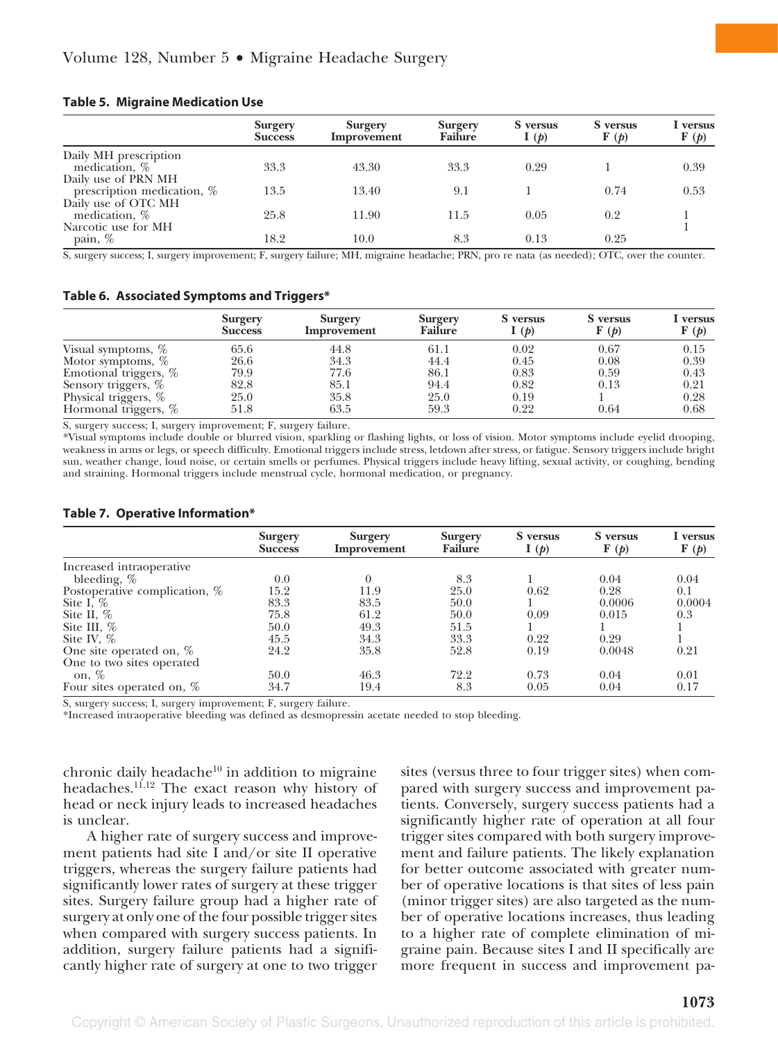**Table 5. Migraine Medication Use**

| | Surgery Success | Surgery Improvement | Surgery Failure | S versus I (*p*) | S versus F (*p*) | I versus F (*p*) |
|---|---|---|---|---|---|---|
| Daily MH prescription medication, % | 33.3 | 43.30 | 33.3 | 0.29 | 1 | 0.39 |
| Daily use of PRN MH prescription medication, % | 13.5 | 13.40 | 9.1 | 1 | 0.74 | 0.53 |
| Daily use of OTC MH medication, % | 25.8 | 11.90 | 11.5 | 0.05 | 0.2 | 1 |
| Narcotic use for MH pain, % | 18.2 | 10.0 | 8.3 | 0.13 | 0.25 | 1 |

S, surgery success; I, surgery improvement; F, surgery failure; MH, migraine headache; PRN, pro re nata (as needed); OTC, over the counter.

**Table 6. Associated Symptoms and Triggers***

| | Surgery Success | Surgery Improvement | Surgery Failure | S versus I (*p*) | S versus F (*p*) | I versus F (*p*) |
|---|---|---|---|---|---|---|
| Visual symptoms, % | 65.6 | 44.8 | 61.1 | 0.02 | 0.67 | 0.15 |
| Motor symptoms, % | 26.6 | 34.3 | 44.4 | 0.45 | 0.08 | 0.39 |
| Emotional triggers, % | 79.9 | 77.6 | 86.1 | 0.83 | 0.59 | 0.43 |
| Sensory triggers, % | 82.8 | 85.1 | 94.4 | 0.82 | 0.13 | 0.21 |
| Physical triggers, % | 25.0 | 35.8 | 25.0 | 0.19 | 1 | 0.28 |
| Hormonal triggers, % | 51.8 | 63.5 | 59.3 | 0.22 | 0.64 | 0.68 |

S, surgery success; I, surgery improvement; F, surgery failure.
*Visual symptoms include double or blurred vision, sparkling or flashing lights, or loss of vision. Motor symptoms include eyelid drooping, weakness in arms or legs, or speech difficulty. Emotional triggers include stress, letdown after stress, or fatigue. Sensory triggers include bright sun, weather change, loud noise, or certain smells or perfumes. Physical triggers include heavy lifting, sexual activity, or coughing, bending and straining. Hormonal triggers include menstrual cycle, hormonal medication, or pregnancy.

**Table 7. Operative Information***

| | Surgery Success | Surgery Improvement | Surgery Failure | S versus I (*p*) | S versus F (*p*) | I versus F (*p*) |
|---|---|---|---|---|---|---|
| Increased intraoperative bleeding, % | 0.0 | 0 | 8.3 | 1 | 0.04 | 0.04 |
| Postoperative complication, % | 15.2 | 11.9 | 25.0 | 0.62 | 0.28 | 0.1 |
| Site I, % | 83.3 | 83.5 | 50.0 | 1 | 0.0006 | 0.0004 |
| Site II, % | 75.8 | 61.2 | 50.0 | 0.09 | 0.015 | 0.3 |
| Site III, % | 50.0 | 49.3 | 51.5 | 1 | 1 | 1 |
| Site IV, % | 45.5 | 34.3 | 33.3 | 0.22 | 0.29 | 1 |
| One site operated on, % | 24.2 | 35.8 | 52.8 | 0.19 | 0.0048 | 0.21 |
| One to two sites operated on, % | 50.0 | 46.3 | 72.2 | 0.73 | 0.04 | 0.01 |
| Four sites operated on, % | 34.7 | 19.4 | 8.3 | 0.05 | 0.04 | 0.17 |

S, surgery success; I, surgery improvement; F, surgery failure.
*Increased intraoperative bleeding was defined as desmopressin acetate needed to stop bleeding.

chronic daily headache[10] in addition to migraine headaches.[11,12] The exact reason why history of head or neck injury leads to increased headaches is unclear.

A higher rate of surgery success and improvement patients had site I and/or site II operative triggers, whereas the surgery failure patients had significantly lower rates of surgery at these trigger sites. Surgery failure group had a higher rate of surgery at only one of the four possible trigger sites when compared with surgery success patients. In addition, surgery failure patients had a significantly higher rate of surgery at one to two trigger sites (versus three to four trigger sites) when compared with surgery success and improvement patients. Conversely, surgery success patients had a significantly higher rate of operation at all four trigger sites compared with both surgery improvement and failure patients. The likely explanation for better outcome associated with greater number of operative locations is that sites of less pain (minor trigger sites) are also targeted as the number of operative locations increases, thus leading to a higher rate of complete elimination of migraine pain. Because sites I and II specifically are more frequent in success and improvement pa-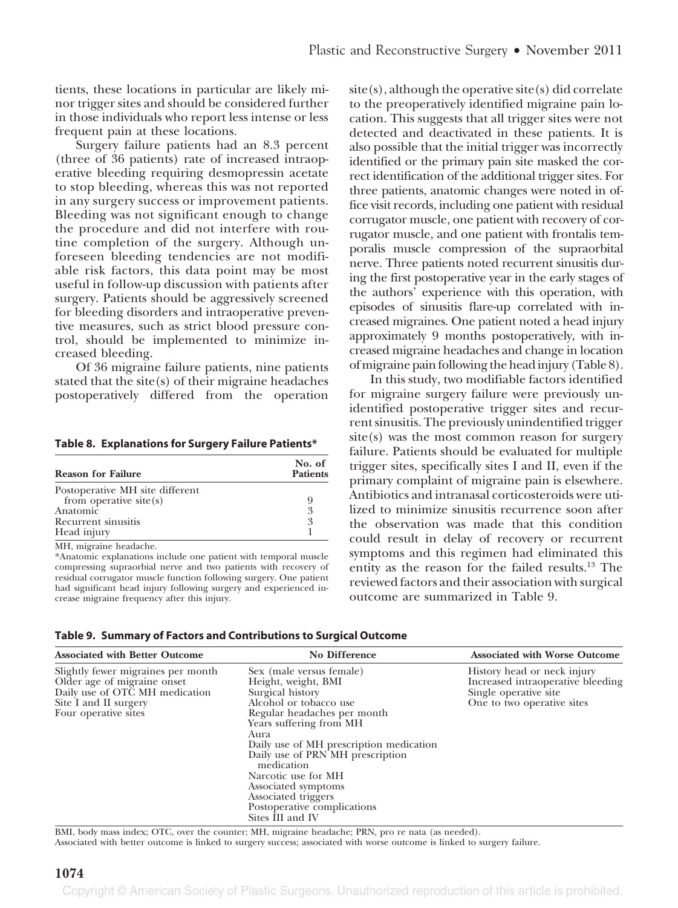tients, these locations in particular are likely minor trigger sites and should be considered further in those individuals who report less intense or less frequent pain at these locations.

Surgery failure patients had an 8.3 percent (three of 36 patients) rate of increased intraoperative bleeding requiring desmopressin acetate to stop bleeding, whereas this was not reported in any surgery success or improvement patients. Bleeding was not significant enough to change the procedure and did not interfere with routine completion of the surgery. Although unforeseen bleeding tendencies are not modifiable risk factors, this data point may be most useful in follow-up discussion with patients after surgery. Patients should be aggressively screened for bleeding disorders and intraoperative preventive measures, such as strict blood pressure control, should be implemented to minimize increased bleeding.

Of 36 migraine failure patients, nine patients stated that the site(s) of their migraine headaches postoperatively differed from the operation site(s), although the operative site(s) did correlate to the preoperatively identified migraine pain location. This suggests that all trigger sites were not detected and deactivated in these patients. It is also possible that the initial trigger was incorrectly identified or the primary pain site masked the correct identification of the additional trigger sites. For three patients, anatomic changes were noted in office visit records, including one patient with residual corrugator muscle, one patient with recovery of corrugator muscle, and one patient with frontalis temporalis muscle compression of the supraorbital nerve. Three patients noted recurrent sinusitis during the first postoperative year in the early stages of the authors' experience with this operation, with episodes of sinusitis flare-up correlated with increased migraines. One patient noted a head injury approximately 9 months postoperatively, with increased migraine headaches and change in location of migraine pain following the head injury (Table 8).

**Table 8. Explanations for Surgery Failure Patients***

| Reason for Failure | No. of Patients |
|---|---|
| Postoperative MH site different from operative site(s) | 9 |
| Anatomic | 3 |
| Recurrent sinusitis | 3 |
| Head injury | 1 |

MH, migraine headache.
*Anatomic explanations include one patient with temporal muscle compressing supraorbial nerve and two patients with recovery of residual corrugator muscle function following surgery. One patient had significant head injury following surgery and experienced increase migraine frequency after this injury.

In this study, two modifiable factors identified for migraine surgery failure were previously unidentified postoperative trigger sites and recurrent sinusitis. The previously unindentified trigger site(s) was the most common reason for surgery failure. Patients should be evaluated for multiple trigger sites, specifically sites I and II, even if the primary complaint of migraine pain is elsewhere. Antibiotics and intranasal corticosteroids were utilized to minimize sinusitis recurrence soon after the observation was made that this condition could result in delay of recovery or recurrent symptoms and this regimen had eliminated this entity as the reason for the failed results.[13] The reviewed factors and their association with surgical outcome are summarized in Table 9.

**Table 9. Summary of Factors and Contributions to Surgical Outcome**

| Associated with Better Outcome | No Difference | Associated with Worse Outcome |
|---|---|---|
| Slightly fewer migraines per month | Sex (male versus female) | History head or neck injury |
| Older age of migraine onset | Height, weight, BMI | Increased intraoperative bleeding |
| Daily use of OTC MH medication | Surgical history | Single operative site |
| Site I and II surgery | Alcohol or tobacco use | One to two operative sites |
| Four operative sites | Regular headaches per month | |
| | Years suffering from MH | |
| | Aura | |
| | Daily use of MH prescription medication | |
| | Daily use of PRN MH prescription medication | |
| | Narcotic use for MH | |
| | Associated symptoms | |
| | Associated triggers | |
| | Postoperative complications | |
| | Sites III and IV | |

BMI, body mass index; OTC, over the counter; MH, migraine headache; PRN, pro re nata (as needed).
Associated with better outcome is linked to surgery success; associated with worse outcome is linked to surgery failure.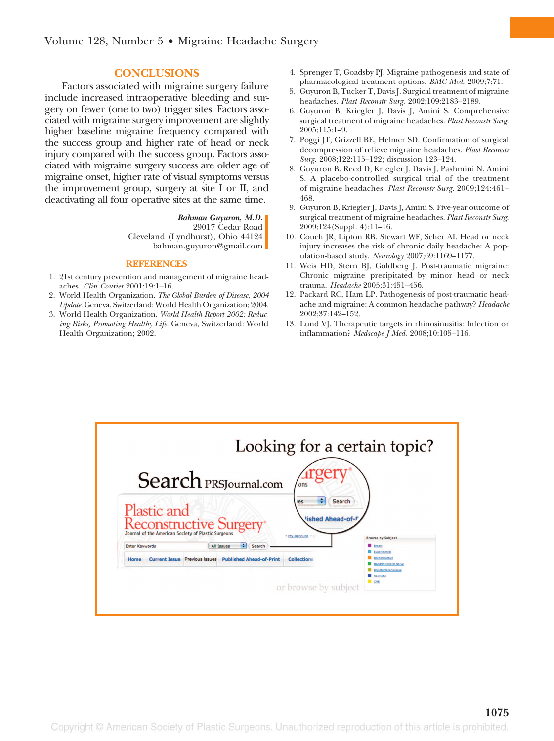## CONCLUSIONS

Factors associated with migraine surgery failure include increased intraoperative bleeding and surgery on fewer (one to two) trigger sites. Factors associated with migraine surgery improvement are slightly higher baseline migraine frequency compared with the success group and higher rate of head or neck injury compared with the success group. Factors associated with migraine surgery success are older age of migraine onset, higher rate of visual symptoms versus the improvement group, surgery at site I or II, and deactivating all four operative sites at the same time.

*Bahman Guyuron, M.D.*
29017 Cedar Road
Cleveland (Lyndhurst), Ohio 44124
bahman.guyuron@gmail.com

## REFERENCES

1. 21st century prevention and management of migraine headaches. *Clin Courier* 2001;19:1–16.
2. World Health Organization. *The Global Burden of Disease, 2004 Update*. Geneva, Switzerland: World Health Organization; 2004.
3. World Health Organization. *World Health Report 2002: Reducing Risks, Promoting Healthy Life*. Geneva, Switzerland: World Health Organization; 2002.
4. Sprenger T, Goadsby PJ. Migraine pathogenesis and state of pharmacological treatment options. *BMC Med.* 2009;7:71.
5. Guyuron B, Tucker T, Davis J. Surgical treatment of migraine headaches. *Plast Reconstr Surg.* 2002;109:2183–2189.
6. Guyuron B, Kriegler J, Davis J, Amini S. Comprehensive surgical treatment of migraine headaches. *Plast Reconstr Surg.* 2005;115:1–9.
7. Poggi JT, Grizzell BE, Helmer SD. Confirmation of surgical decompression of relieve migraine headaches. *Plast Reconstr Surg.* 2008;122:115–122; discussion 123–124.
8. Guyuron B, Reed D, Kriegler J, Davis J, Pashmini N, Amini S. A placebo-controlled surgical trial of the treatment of migraine headaches. *Plast Reconstr Surg.* 2009;124:461–468.
9. Guyuron B, Kriegler J, Davis J, Amini S. Five-year outcome of surgical treatment of migraine headaches. *Plast Reconstr Surg.* 2009;124(Suppl. 4):11–16.
10. Couch JR, Lipton RB, Stewart WF, Scher AI. Head or neck injury increases the risk of chronic daily headache: A population-based study. *Neurology* 2007;69:1169–1177.
11. Weis HD, Stern BJ, Goldberg J. Post-traumatic migraine: Chronic migraine precipitated by minor head or neck trauma. *Headache* 2005;31:451–456.
12. Packard RC, Ham LP. Pathogenesis of post-traumatic headache and migraine: A common headache pathway? *Headache* 2002;37:142–152.
13. Lund VJ. Therapeutic targets in rhinosinusitis: Infection or inflammation? *Medscape J Med.* 2008;10:105–116.

Looking for a certain topic?

Search PRSJournal.com

or browse by subject